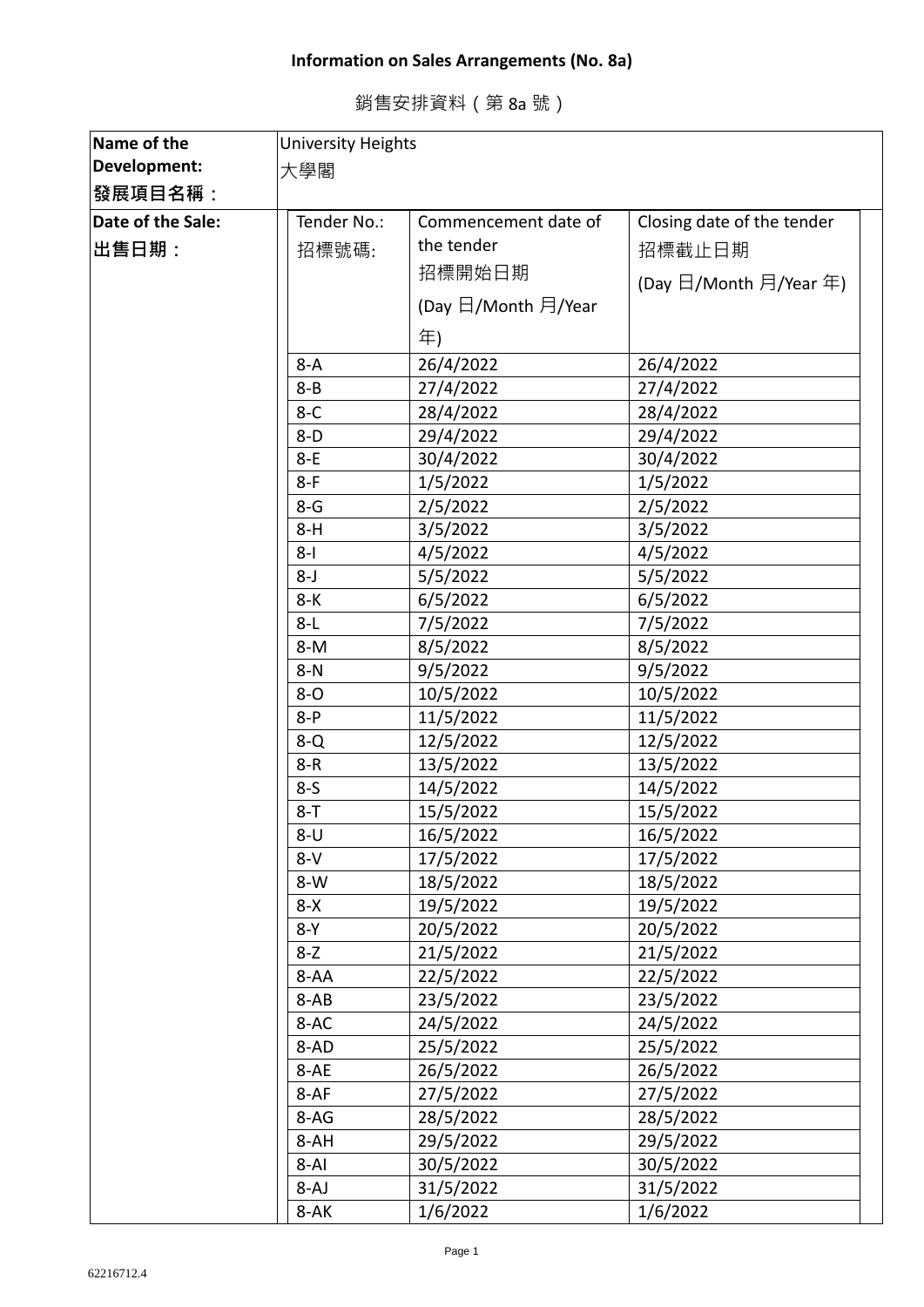**Information on Sales Arrangements (No. 8a)**

銷售安排資料（第 8a 號）

| Name of the Development:<br>**發展項目名稱：** | University Heights<br>大學閣 | | |
|---|---|---|---|
| **Date of the Sale:**<br>**出售日期：** | Tender No.:<br>招標號碼: | Commencement date of the tender<br>招標開始日期<br>(Day 日/Month 月/Year 年) | Closing date of the tender<br>招標截止日期<br>(Day 日/Month 月/Year 年) |
| | 8-A | 26/4/2022 | 26/4/2022 |
| | 8-B | 27/4/2022 | 27/4/2022 |
| | 8-C | 28/4/2022 | 28/4/2022 |
| | 8-D | 29/4/2022 | 29/4/2022 |
| | 8-E | 30/4/2022 | 30/4/2022 |
| | 8-F | 1/5/2022 | 1/5/2022 |
| | 8-G | 2/5/2022 | 2/5/2022 |
| | 8-H | 3/5/2022 | 3/5/2022 |
| | 8-I | 4/5/2022 | 4/5/2022 |
| | 8-J | 5/5/2022 | 5/5/2022 |
| | 8-K | 6/5/2022 | 6/5/2022 |
| | 8-L | 7/5/2022 | 7/5/2022 |
| | 8-M | 8/5/2022 | 8/5/2022 |
| | 8-N | 9/5/2022 | 9/5/2022 |
| | 8-O | 10/5/2022 | 10/5/2022 |
| | 8-P | 11/5/2022 | 11/5/2022 |
| | 8-Q | 12/5/2022 | 12/5/2022 |
| | 8-R | 13/5/2022 | 13/5/2022 |
| | 8-S | 14/5/2022 | 14/5/2022 |
| | 8-T | 15/5/2022 | 15/5/2022 |
| | 8-U | 16/5/2022 | 16/5/2022 |
| | 8-V | 17/5/2022 | 17/5/2022 |
| | 8-W | 18/5/2022 | 18/5/2022 |
| | 8-X | 19/5/2022 | 19/5/2022 |
| | 8-Y | 20/5/2022 | 20/5/2022 |
| | 8-Z | 21/5/2022 | 21/5/2022 |
| | 8-AA | 22/5/2022 | 22/5/2022 |
| | 8-AB | 23/5/2022 | 23/5/2022 |
| | 8-AC | 24/5/2022 | 24/5/2022 |
| | 8-AD | 25/5/2022 | 25/5/2022 |
| | 8-AE | 26/5/2022 | 26/5/2022 |
| | 8-AF | 27/5/2022 | 27/5/2022 |
| | 8-AG | 28/5/2022 | 28/5/2022 |
| | 8-AH | 29/5/2022 | 29/5/2022 |
| | 8-AI | 30/5/2022 | 30/5/2022 |
| | 8-AJ | 31/5/2022 | 31/5/2022 |
| | 8-AK | 1/6/2022 | 1/6/2022 |

62216712.4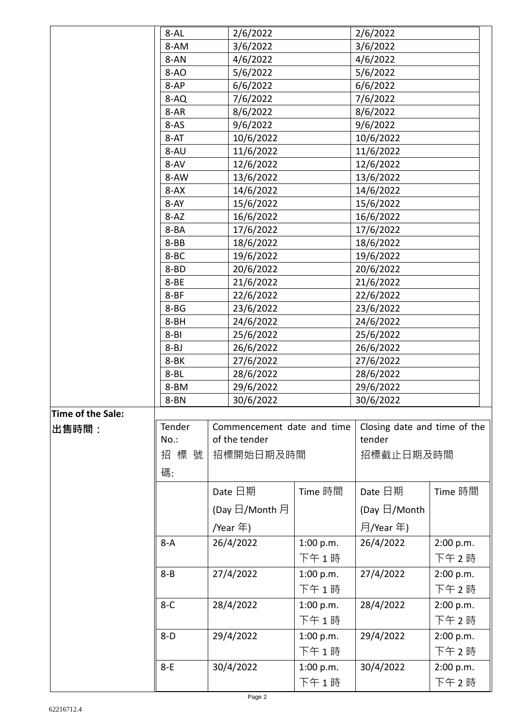| | | | |
|---|---|---|---|
| | 8-AL | 2/6/2022 | 2/6/2022 |
| | 8-AM | 3/6/2022 | 3/6/2022 |
| | 8-AN | 4/6/2022 | 4/6/2022 |
| | 8-AO | 5/6/2022 | 5/6/2022 |
| | 8-AP | 6/6/2022 | 6/6/2022 |
| | 8-AQ | 7/6/2022 | 7/6/2022 |
| | 8-AR | 8/6/2022 | 8/6/2022 |
| | 8-AS | 9/6/2022 | 9/6/2022 |
| | 8-AT | 10/6/2022 | 10/6/2022 |
| | 8-AU | 11/6/2022 | 11/6/2022 |
| | 8-AV | 12/6/2022 | 12/6/2022 |
| | 8-AW | 13/6/2022 | 13/6/2022 |
| | 8-AX | 14/6/2022 | 14/6/2022 |
| | 8-AY | 15/6/2022 | 15/6/2022 |
| | 8-AZ | 16/6/2022 | 16/6/2022 |
| | 8-BA | 17/6/2022 | 17/6/2022 |
| | 8-BB | 18/6/2022 | 18/6/2022 |
| | 8-BC | 19/6/2022 | 19/6/2022 |
| | 8-BD | 20/6/2022 | 20/6/2022 |
| | 8-BE | 21/6/2022 | 21/6/2022 |
| | 8-BF | 22/6/2022 | 22/6/2022 |
| | 8-BG | 23/6/2022 | 23/6/2022 |
| | 8-BH | 24/6/2022 | 24/6/2022 |
| | 8-BI | 25/6/2022 | 25/6/2022 |
| | 8-BJ | 26/6/2022 | 26/6/2022 |
| | 8-BK | 27/6/2022 | 27/6/2022 |
| | 8-BL | 28/6/2022 | 28/6/2022 |
| | 8-BM | 29/6/2022 | 29/6/2022 |
| | 8-BN | 30/6/2022 | 30/6/2022 |

**Time of the Sale:**
**出售時間：**

| Tender No.: 招標號碼: | Commencement date and time of the tender 招標開始日期及時間 | | Closing date and time of the tender 招標截止日期及時間 | |
|---|---|---|---|---|
| | Date 日期 (Day 日/Month 月/Year 年) | Time 時間 | Date 日期 (Day 日/Month 月/Year 年) | Time 時間 |
| 8-A | 26/4/2022 | 1:00 p.m. 下午 1 時 | 26/4/2022 | 2:00 p.m. 下午 2 時 |
| 8-B | 27/4/2022 | 1:00 p.m. 下午 1 時 | 27/4/2022 | 2:00 p.m. 下午 2 時 |
| 8-C | 28/4/2022 | 1:00 p.m. 下午 1 時 | 28/4/2022 | 2:00 p.m. 下午 2 時 |
| 8-D | 29/4/2022 | 1:00 p.m. 下午 1 時 | 29/4/2022 | 2:00 p.m. 下午 2 時 |
| 8-E | 30/4/2022 | 1:00 p.m. 下午 1 時 | 30/4/2022 | 2:00 p.m. 下午 2 時 |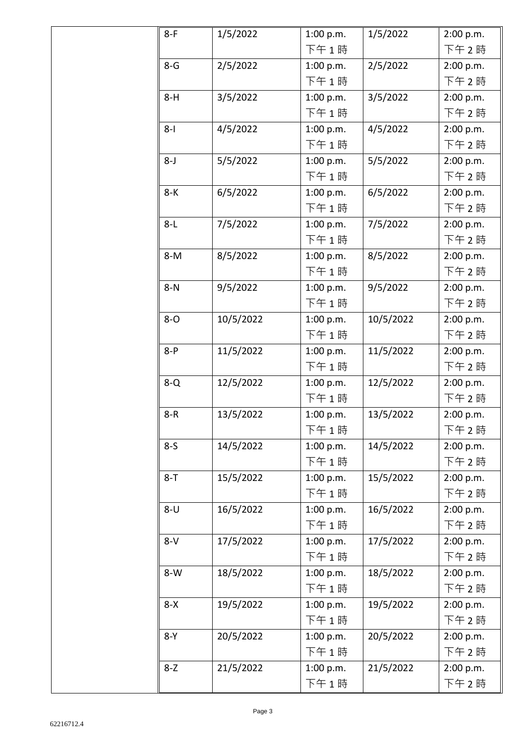| | | | | | |
|---|---|---|---|---|---|
| | 8-F | 1/5/2022 | 1:00 p.m. 下午 1 時 | 1/5/2022 | 2:00 p.m. 下午 2 時 |
| | 8-G | 2/5/2022 | 1:00 p.m. 下午 1 時 | 2/5/2022 | 2:00 p.m. 下午 2 時 |
| | 8-H | 3/5/2022 | 1:00 p.m. 下午 1 時 | 3/5/2022 | 2:00 p.m. 下午 2 時 |
| | 8-I | 4/5/2022 | 1:00 p.m. 下午 1 時 | 4/5/2022 | 2:00 p.m. 下午 2 時 |
| | 8-J | 5/5/2022 | 1:00 p.m. 下午 1 時 | 5/5/2022 | 2:00 p.m. 下午 2 時 |
| | 8-K | 6/5/2022 | 1:00 p.m. 下午 1 時 | 6/5/2022 | 2:00 p.m. 下午 2 時 |
| | 8-L | 7/5/2022 | 1:00 p.m. 下午 1 時 | 7/5/2022 | 2:00 p.m. 下午 2 時 |
| | 8-M | 8/5/2022 | 1:00 p.m. 下午 1 時 | 8/5/2022 | 2:00 p.m. 下午 2 時 |
| | 8-N | 9/5/2022 | 1:00 p.m. 下午 1 時 | 9/5/2022 | 2:00 p.m. 下午 2 時 |
| | 8-O | 10/5/2022 | 1:00 p.m. 下午 1 時 | 10/5/2022 | 2:00 p.m. 下午 2 時 |
| | 8-P | 11/5/2022 | 1:00 p.m. 下午 1 時 | 11/5/2022 | 2:00 p.m. 下午 2 時 |
| | 8-Q | 12/5/2022 | 1:00 p.m. 下午 1 時 | 12/5/2022 | 2:00 p.m. 下午 2 時 |
| | 8-R | 13/5/2022 | 1:00 p.m. 下午 1 時 | 13/5/2022 | 2:00 p.m. 下午 2 時 |
| | 8-S | 14/5/2022 | 1:00 p.m. 下午 1 時 | 14/5/2022 | 2:00 p.m. 下午 2 時 |
| | 8-T | 15/5/2022 | 1:00 p.m. 下午 1 時 | 15/5/2022 | 2:00 p.m. 下午 2 時 |
| | 8-U | 16/5/2022 | 1:00 p.m. 下午 1 時 | 16/5/2022 | 2:00 p.m. 下午 2 時 |
| | 8-V | 17/5/2022 | 1:00 p.m. 下午 1 時 | 17/5/2022 | 2:00 p.m. 下午 2 時 |
| | 8-W | 18/5/2022 | 1:00 p.m. 下午 1 時 | 18/5/2022 | 2:00 p.m. 下午 2 時 |
| | 8-X | 19/5/2022 | 1:00 p.m. 下午 1 時 | 19/5/2022 | 2:00 p.m. 下午 2 時 |
| | 8-Y | 20/5/2022 | 1:00 p.m. 下午 1 時 | 20/5/2022 | 2:00 p.m. 下午 2 時 |
| | 8-Z | 21/5/2022 | 1:00 p.m. 下午 1 時 | 21/5/2022 | 2:00 p.m. 下午 2 時 |

62216712.4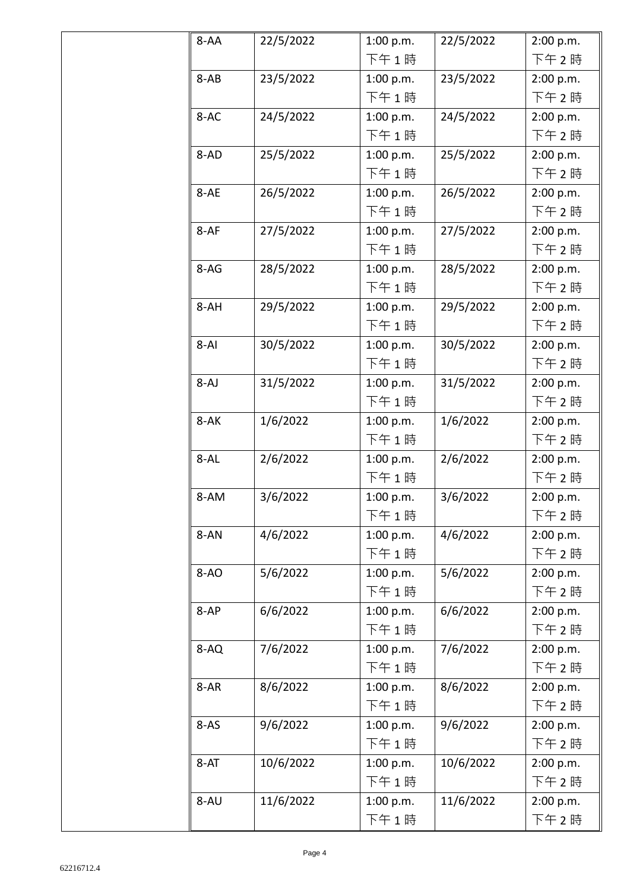| | | | | | |
|---|---|---|---|---|---|
| | 8-AA | 22/5/2022 | 1:00 p.m. 下午 1 時 | 22/5/2022 | 2:00 p.m. 下午 2 時 |
| | 8-AB | 23/5/2022 | 1:00 p.m. 下午 1 時 | 23/5/2022 | 2:00 p.m. 下午 2 時 |
| | 8-AC | 24/5/2022 | 1:00 p.m. 下午 1 時 | 24/5/2022 | 2:00 p.m. 下午 2 時 |
| | 8-AD | 25/5/2022 | 1:00 p.m. 下午 1 時 | 25/5/2022 | 2:00 p.m. 下午 2 時 |
| | 8-AE | 26/5/2022 | 1:00 p.m. 下午 1 時 | 26/5/2022 | 2:00 p.m. 下午 2 時 |
| | 8-AF | 27/5/2022 | 1:00 p.m. 下午 1 時 | 27/5/2022 | 2:00 p.m. 下午 2 時 |
| | 8-AG | 28/5/2022 | 1:00 p.m. 下午 1 時 | 28/5/2022 | 2:00 p.m. 下午 2 時 |
| | 8-AH | 29/5/2022 | 1:00 p.m. 下午 1 時 | 29/5/2022 | 2:00 p.m. 下午 2 時 |
| | 8-AI | 30/5/2022 | 1:00 p.m. 下午 1 時 | 30/5/2022 | 2:00 p.m. 下午 2 時 |
| | 8-AJ | 31/5/2022 | 1:00 p.m. 下午 1 時 | 31/5/2022 | 2:00 p.m. 下午 2 時 |
| | 8-AK | 1/6/2022 | 1:00 p.m. 下午 1 時 | 1/6/2022 | 2:00 p.m. 下午 2 時 |
| | 8-AL | 2/6/2022 | 1:00 p.m. 下午 1 時 | 2/6/2022 | 2:00 p.m. 下午 2 時 |
| | 8-AM | 3/6/2022 | 1:00 p.m. 下午 1 時 | 3/6/2022 | 2:00 p.m. 下午 2 時 |
| | 8-AN | 4/6/2022 | 1:00 p.m. 下午 1 時 | 4/6/2022 | 2:00 p.m. 下午 2 時 |
| | 8-AO | 5/6/2022 | 1:00 p.m. 下午 1 時 | 5/6/2022 | 2:00 p.m. 下午 2 時 |
| | 8-AP | 6/6/2022 | 1:00 p.m. 下午 1 時 | 6/6/2022 | 2:00 p.m. 下午 2 時 |
| | 8-AQ | 7/6/2022 | 1:00 p.m. 下午 1 時 | 7/6/2022 | 2:00 p.m. 下午 2 時 |
| | 8-AR | 8/6/2022 | 1:00 p.m. 下午 1 時 | 8/6/2022 | 2:00 p.m. 下午 2 時 |
| | 8-AS | 9/6/2022 | 1:00 p.m. 下午 1 時 | 9/6/2022 | 2:00 p.m. 下午 2 時 |
| | 8-AT | 10/6/2022 | 1:00 p.m. 下午 1 時 | 10/6/2022 | 2:00 p.m. 下午 2 時 |
| | 8-AU | 11/6/2022 | 1:00 p.m. 下午 1 時 | 11/6/2022 | 2:00 p.m. 下午 2 時 |

62216712.4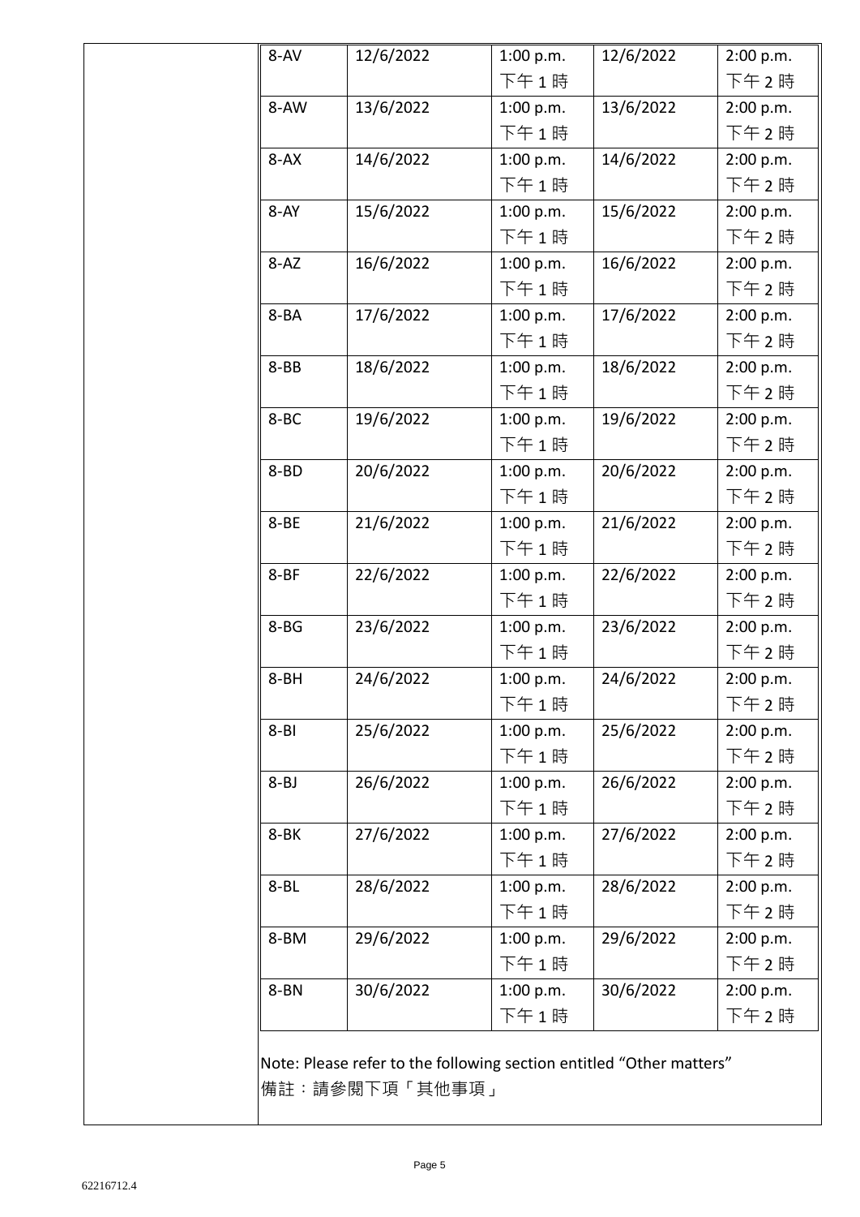| | | | | | |
|---|---|---|---|---|---|
| | 8-AV | 12/6/2022 | 1:00 p.m.<br>下午 1 時 | 12/6/2022 | 2:00 p.m.<br>下午 2 時 |
| | 8-AW | 13/6/2022 | 1:00 p.m.<br>下午 1 時 | 13/6/2022 | 2:00 p.m.<br>下午 2 時 |
| | 8-AX | 14/6/2022 | 1:00 p.m.<br>下午 1 時 | 14/6/2022 | 2:00 p.m.<br>下午 2 時 |
| | 8-AY | 15/6/2022 | 1:00 p.m.<br>下午 1 時 | 15/6/2022 | 2:00 p.m.<br>下午 2 時 |
| | 8-AZ | 16/6/2022 | 1:00 p.m.<br>下午 1 時 | 16/6/2022 | 2:00 p.m.<br>下午 2 時 |
| | 8-BA | 17/6/2022 | 1:00 p.m.<br>下午 1 時 | 17/6/2022 | 2:00 p.m.<br>下午 2 時 |
| | 8-BB | 18/6/2022 | 1:00 p.m.<br>下午 1 時 | 18/6/2022 | 2:00 p.m.<br>下午 2 時 |
| | 8-BC | 19/6/2022 | 1:00 p.m.<br>下午 1 時 | 19/6/2022 | 2:00 p.m.<br>下午 2 時 |
| | 8-BD | 20/6/2022 | 1:00 p.m.<br>下午 1 時 | 20/6/2022 | 2:00 p.m.<br>下午 2 時 |
| | 8-BE | 21/6/2022 | 1:00 p.m.<br>下午 1 時 | 21/6/2022 | 2:00 p.m.<br>下午 2 時 |
| | 8-BF | 22/6/2022 | 1:00 p.m.<br>下午 1 時 | 22/6/2022 | 2:00 p.m.<br>下午 2 時 |
| | 8-BG | 23/6/2022 | 1:00 p.m.<br>下午 1 時 | 23/6/2022 | 2:00 p.m.<br>下午 2 時 |
| | 8-BH | 24/6/2022 | 1:00 p.m.<br>下午 1 時 | 24/6/2022 | 2:00 p.m.<br>下午 2 時 |
| | 8-BI | 25/6/2022 | 1:00 p.m.<br>下午 1 時 | 25/6/2022 | 2:00 p.m.<br>下午 2 時 |
| | 8-BJ | 26/6/2022 | 1:00 p.m.<br>下午 1 時 | 26/6/2022 | 2:00 p.m.<br>下午 2 時 |
| | 8-BK | 27/6/2022 | 1:00 p.m.<br>下午 1 時 | 27/6/2022 | 2:00 p.m.<br>下午 2 時 |
| | 8-BL | 28/6/2022 | 1:00 p.m.<br>下午 1 時 | 28/6/2022 | 2:00 p.m.<br>下午 2 時 |
| | 8-BM | 29/6/2022 | 1:00 p.m.<br>下午 1 時 | 29/6/2022 | 2:00 p.m.<br>下午 2 時 |
| | 8-BN | 30/6/2022 | 1:00 p.m.<br>下午 1 時 | 30/6/2022 | 2:00 p.m.<br>下午 2 時 |

Note: Please refer to the following section entitled "Other matters"
備註：請參閱下項「其他事項」

62216712.4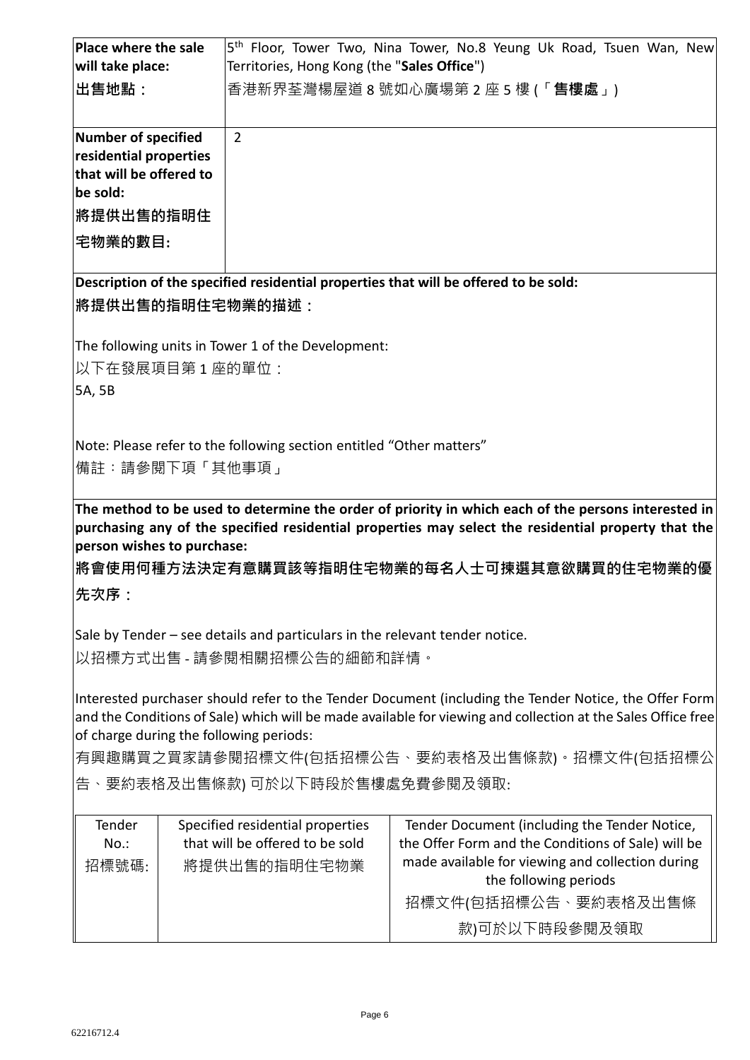| **Place where the sale will take place:**<br>**出售地點：** | 5th Floor, Tower Two, Nina Tower, No.8 Yeung Uk Road, Tsuen Wan, New Territories, Hong Kong (the "**Sales Office**")<br>香港新界荃灣楊屋道 8 號如心廣場第 2 座 5 樓 (「**售樓處**」) |
| --- | --- |
| **Number of specified residential properties that will be offered to be sold:**<br>**將提供出售的指明住宅物業的數目:** | 2 |

**Description of the specified residential properties that will be offered to be sold:**

**將提供出售的指明住宅物業的描述：**

The following units in Tower 1 of the Development:

以下在發展項目第 1 座的單位：

5A, 5B

Note: Please refer to the following section entitled "Other matters"

備註：請參閱下項「其他事項」

**The method to be used to determine the order of priority in which each of the persons interested in purchasing any of the specified residential properties may select the residential property that the person wishes to purchase:**

**將會使用何種方法決定有意購買該等指明住宅物業的每名人士可揀選其意欲購買的住宅物業的優先次序：**

Sale by Tender – see details and particulars in the relevant tender notice.

以招標方式出售 - 請參閱相關招標公告的細節和詳情。

Interested purchaser should refer to the Tender Document (including the Tender Notice, the Offer Form and the Conditions of Sale) which will be made available for viewing and collection at the Sales Office free of charge during the following periods:

有興趣購買之買家請參閱招標文件(包括招標公告、要約表格及出售條款)。招標文件(包括招標公告、要約表格及出售條款) 可於以下時段於售樓處免費參閱及領取:

| Tender No.:<br>招標號碼: | Specified residential properties that will be offered to be sold<br>將提供出售的指明住宅物業 | Tender Document (including the Tender Notice, the Offer Form and the Conditions of Sale) will be made available for viewing and collection during the following periods<br>招標文件(包括招標公告、要約表格及出售條款)可於以下時段參閱及領取 |
| --- | --- | --- |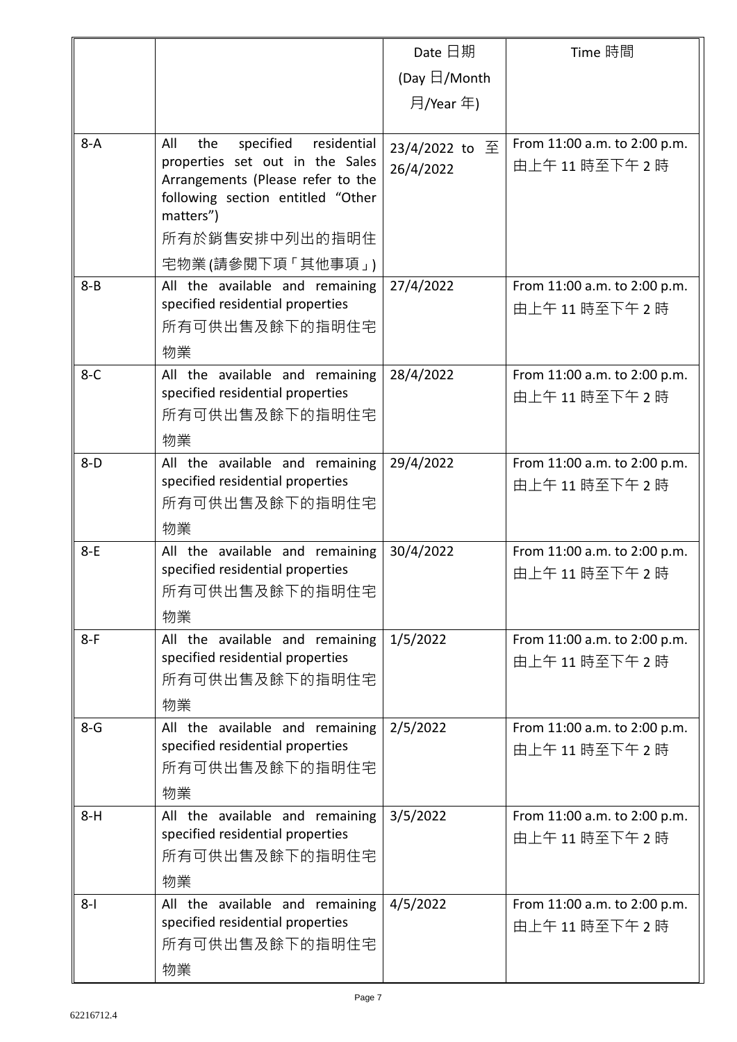| | | Date 日期<br>(Day 日/Month 月/Year 年) | Time 時間 |
|---|---|---|---|
| 8-A | All the specified residential properties set out in the Sales Arrangements (Please refer to the following section entitled "Other matters")<br>所有於銷售安排中列出的指明住宅物業(請參閱下項「其他事項」) | 23/4/2022 to 至 26/4/2022 | From 11:00 a.m. to 2:00 p.m.<br>由上午 11 時至下午 2 時 |
| 8-B | All the available and remaining specified residential properties<br>所有可供出售及餘下的指明住宅物業 | 27/4/2022 | From 11:00 a.m. to 2:00 p.m.<br>由上午 11 時至下午 2 時 |
| 8-C | All the available and remaining specified residential properties<br>所有可供出售及餘下的指明住宅物業 | 28/4/2022 | From 11:00 a.m. to 2:00 p.m.<br>由上午 11 時至下午 2 時 |
| 8-D | All the available and remaining specified residential properties<br>所有可供出售及餘下的指明住宅物業 | 29/4/2022 | From 11:00 a.m. to 2:00 p.m.<br>由上午 11 時至下午 2 時 |
| 8-E | All the available and remaining specified residential properties<br>所有可供出售及餘下的指明住宅物業 | 30/4/2022 | From 11:00 a.m. to 2:00 p.m.<br>由上午 11 時至下午 2 時 |
| 8-F | All the available and remaining specified residential properties<br>所有可供出售及餘下的指明住宅物業 | 1/5/2022 | From 11:00 a.m. to 2:00 p.m.<br>由上午 11 時至下午 2 時 |
| 8-G | All the available and remaining specified residential properties<br>所有可供出售及餘下的指明住宅物業 | 2/5/2022 | From 11:00 a.m. to 2:00 p.m.<br>由上午 11 時至下午 2 時 |
| 8-H | All the available and remaining specified residential properties<br>所有可供出售及餘下的指明住宅物業 | 3/5/2022 | From 11:00 a.m. to 2:00 p.m.<br>由上午 11 時至下午 2 時 |
| 8-I | All the available and remaining specified residential properties<br>所有可供出售及餘下的指明住宅物業 | 4/5/2022 | From 11:00 a.m. to 2:00 p.m.<br>由上午 11 時至下午 2 時 |

62216712.4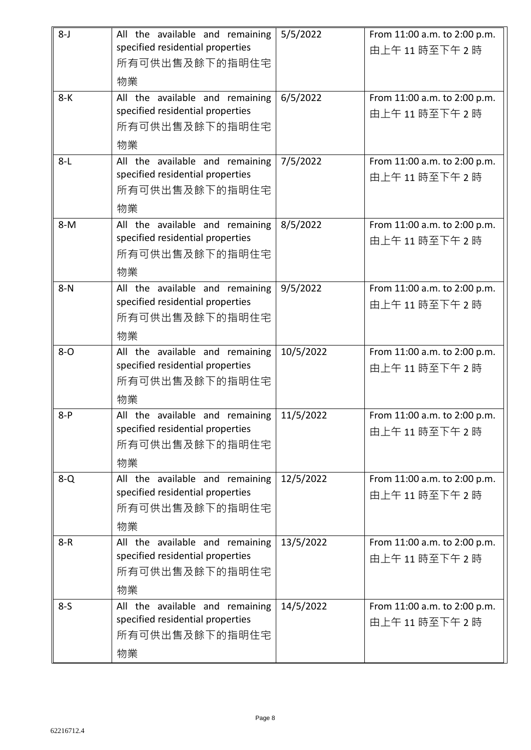| 8-J | All the available and remaining specified residential properties 所有可供出售及餘下的指明住宅物業 | 5/5/2022 | From 11:00 a.m. to 2:00 p.m. 由上午 11 時至下午 2 時 |
|---|---|---|---|
| 8-K | All the available and remaining specified residential properties 所有可供出售及餘下的指明住宅物業 | 6/5/2022 | From 11:00 a.m. to 2:00 p.m. 由上午 11 時至下午 2 時 |
| 8-L | All the available and remaining specified residential properties 所有可供出售及餘下的指明住宅物業 | 7/5/2022 | From 11:00 a.m. to 2:00 p.m. 由上午 11 時至下午 2 時 |
| 8-M | All the available and remaining specified residential properties 所有可供出售及餘下的指明住宅物業 | 8/5/2022 | From 11:00 a.m. to 2:00 p.m. 由上午 11 時至下午 2 時 |
| 8-N | All the available and remaining specified residential properties 所有可供出售及餘下的指明住宅物業 | 9/5/2022 | From 11:00 a.m. to 2:00 p.m. 由上午 11 時至下午 2 時 |
| 8-O | All the available and remaining specified residential properties 所有可供出售及餘下的指明住宅物業 | 10/5/2022 | From 11:00 a.m. to 2:00 p.m. 由上午 11 時至下午 2 時 |
| 8-P | All the available and remaining specified residential properties 所有可供出售及餘下的指明住宅物業 | 11/5/2022 | From 11:00 a.m. to 2:00 p.m. 由上午 11 時至下午 2 時 |
| 8-Q | All the available and remaining specified residential properties 所有可供出售及餘下的指明住宅物業 | 12/5/2022 | From 11:00 a.m. to 2:00 p.m. 由上午 11 時至下午 2 時 |
| 8-R | All the available and remaining specified residential properties 所有可供出售及餘下的指明住宅物業 | 13/5/2022 | From 11:00 a.m. to 2:00 p.m. 由上午 11 時至下午 2 時 |
| 8-S | All the available and remaining specified residential properties 所有可供出售及餘下的指明住宅物業 | 14/5/2022 | From 11:00 a.m. to 2:00 p.m. 由上午 11 時至下午 2 時 |

62216712.4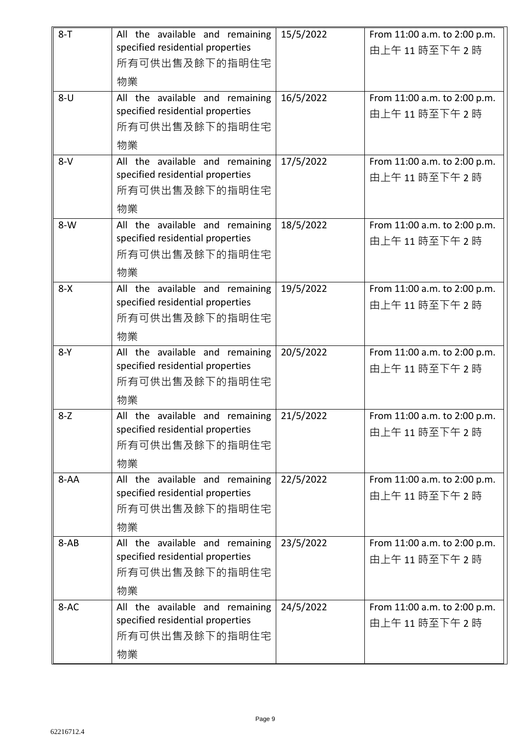| 8-T | All the available and remaining specified residential properties 所有可供出售及餘下的指明住宅物業 | 15/5/2022 | From 11:00 a.m. to 2:00 p.m. 由上午 11 時至下午 2 時 |
|---|---|---|---|
| 8-U | All the available and remaining specified residential properties 所有可供出售及餘下的指明住宅物業 | 16/5/2022 | From 11:00 a.m. to 2:00 p.m. 由上午 11 時至下午 2 時 |
| 8-V | All the available and remaining specified residential properties 所有可供出售及餘下的指明住宅物業 | 17/5/2022 | From 11:00 a.m. to 2:00 p.m. 由上午 11 時至下午 2 時 |
| 8-W | All the available and remaining specified residential properties 所有可供出售及餘下的指明住宅物業 | 18/5/2022 | From 11:00 a.m. to 2:00 p.m. 由上午 11 時至下午 2 時 |
| 8-X | All the available and remaining specified residential properties 所有可供出售及餘下的指明住宅物業 | 19/5/2022 | From 11:00 a.m. to 2:00 p.m. 由上午 11 時至下午 2 時 |
| 8-Y | All the available and remaining specified residential properties 所有可供出售及餘下的指明住宅物業 | 20/5/2022 | From 11:00 a.m. to 2:00 p.m. 由上午 11 時至下午 2 時 |
| 8-Z | All the available and remaining specified residential properties 所有可供出售及餘下的指明住宅物業 | 21/5/2022 | From 11:00 a.m. to 2:00 p.m. 由上午 11 時至下午 2 時 |
| 8-AA | All the available and remaining specified residential properties 所有可供出售及餘下的指明住宅物業 | 22/5/2022 | From 11:00 a.m. to 2:00 p.m. 由上午 11 時至下午 2 時 |
| 8-AB | All the available and remaining specified residential properties 所有可供出售及餘下的指明住宅物業 | 23/5/2022 | From 11:00 a.m. to 2:00 p.m. 由上午 11 時至下午 2 時 |
| 8-AC | All the available and remaining specified residential properties 所有可供出售及餘下的指明住宅物業 | 24/5/2022 | From 11:00 a.m. to 2:00 p.m. 由上午 11 時至下午 2 時 |

62216712.4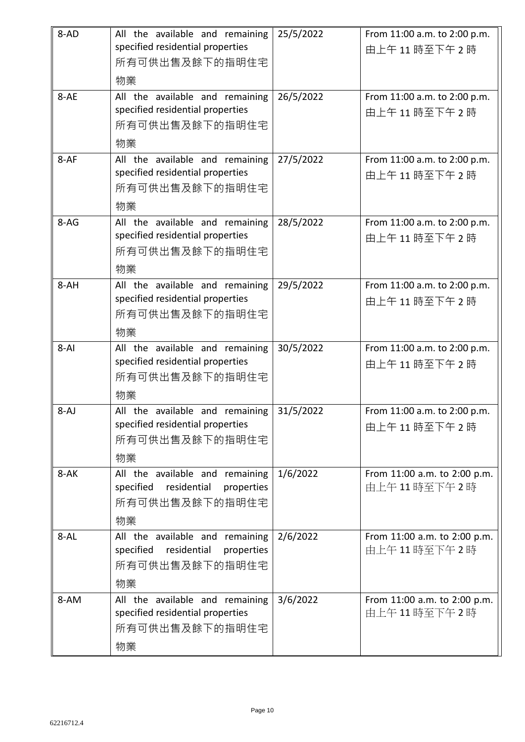| | | | |
|---|---|---|---|
| 8-AD | All the available and remaining specified residential properties 所有可供出售及餘下的指明住宅物業 | 25/5/2022 | From 11:00 a.m. to 2:00 p.m. 由上午 11 時至下午 2 時 |
| 8-AE | All the available and remaining specified residential properties 所有可供出售及餘下的指明住宅物業 | 26/5/2022 | From 11:00 a.m. to 2:00 p.m. 由上午 11 時至下午 2 時 |
| 8-AF | All the available and remaining specified residential properties 所有可供出售及餘下的指明住宅物業 | 27/5/2022 | From 11:00 a.m. to 2:00 p.m. 由上午 11 時至下午 2 時 |
| 8-AG | All the available and remaining specified residential properties 所有可供出售及餘下的指明住宅物業 | 28/5/2022 | From 11:00 a.m. to 2:00 p.m. 由上午 11 時至下午 2 時 |
| 8-AH | All the available and remaining specified residential properties 所有可供出售及餘下的指明住宅物業 | 29/5/2022 | From 11:00 a.m. to 2:00 p.m. 由上午 11 時至下午 2 時 |
| 8-AI | All the available and remaining specified residential properties 所有可供出售及餘下的指明住宅物業 | 30/5/2022 | From 11:00 a.m. to 2:00 p.m. 由上午 11 時至下午 2 時 |
| 8-AJ | All the available and remaining specified residential properties 所有可供出售及餘下的指明住宅物業 | 31/5/2022 | From 11:00 a.m. to 2:00 p.m. 由上午 11 時至下午 2 時 |
| 8-AK | All the available and remaining specified residential properties 所有可供出售及餘下的指明住宅物業 | 1/6/2022 | From 11:00 a.m. to 2:00 p.m. 由上午 11 時至下午 2 時 |
| 8-AL | All the available and remaining specified residential properties 所有可供出售及餘下的指明住宅物業 | 2/6/2022 | From 11:00 a.m. to 2:00 p.m. 由上午 11 時至下午 2 時 |
| 8-AM | All the available and remaining specified residential properties 所有可供出售及餘下的指明住宅物業 | 3/6/2022 | From 11:00 a.m. to 2:00 p.m. 由上午 11 時至下午 2 時 |

62216712.4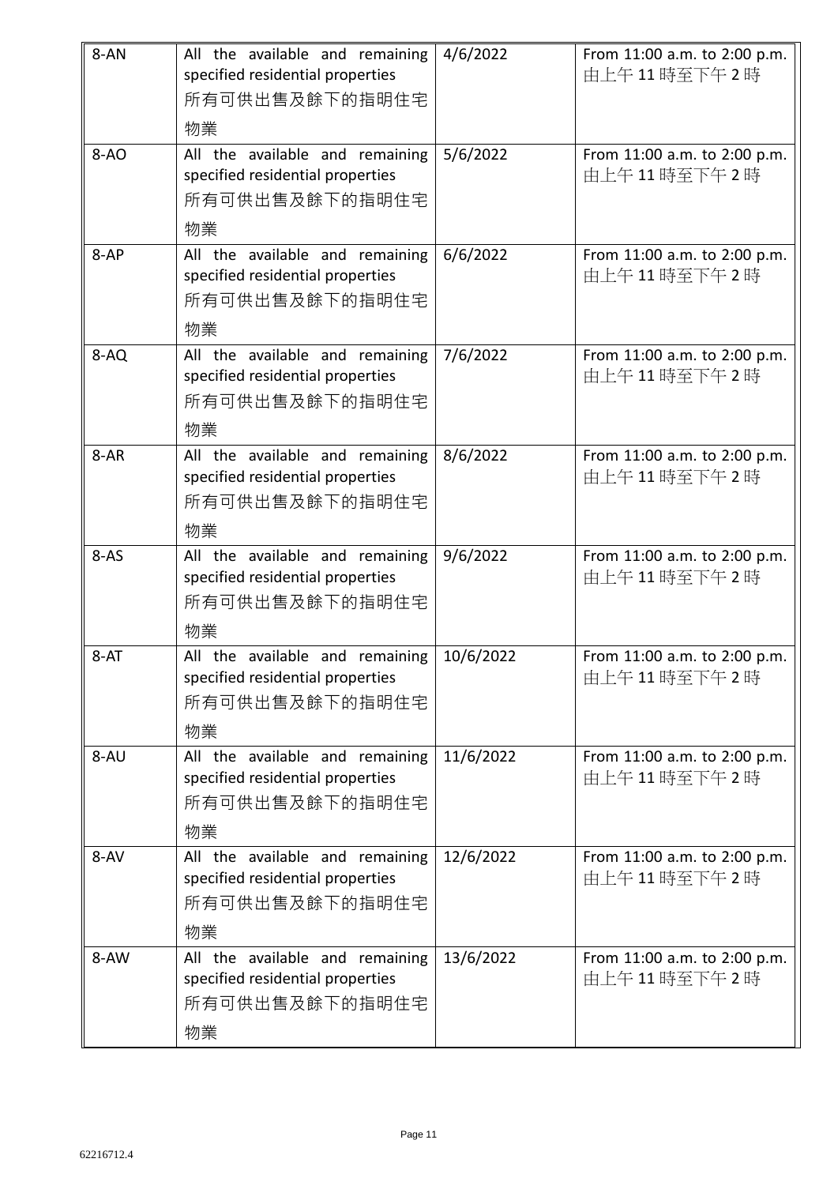| | | | |
|---|---|---|---|
| 8-AN | All the available and remaining specified residential properties 所有可供出售及餘下的指明住宅物業 | 4/6/2022 | From 11:00 a.m. to 2:00 p.m. 由上午 11 時至下午 2 時 |
| 8-AO | All the available and remaining specified residential properties 所有可供出售及餘下的指明住宅物業 | 5/6/2022 | From 11:00 a.m. to 2:00 p.m. 由上午 11 時至下午 2 時 |
| 8-AP | All the available and remaining specified residential properties 所有可供出售及餘下的指明住宅物業 | 6/6/2022 | From 11:00 a.m. to 2:00 p.m. 由上午 11 時至下午 2 時 |
| 8-AQ | All the available and remaining specified residential properties 所有可供出售及餘下的指明住宅物業 | 7/6/2022 | From 11:00 a.m. to 2:00 p.m. 由上午 11 時至下午 2 時 |
| 8-AR | All the available and remaining specified residential properties 所有可供出售及餘下的指明住宅物業 | 8/6/2022 | From 11:00 a.m. to 2:00 p.m. 由上午 11 時至下午 2 時 |
| 8-AS | All the available and remaining specified residential properties 所有可供出售及餘下的指明住宅物業 | 9/6/2022 | From 11:00 a.m. to 2:00 p.m. 由上午 11 時至下午 2 時 |
| 8-AT | All the available and remaining specified residential properties 所有可供出售及餘下的指明住宅物業 | 10/6/2022 | From 11:00 a.m. to 2:00 p.m. 由上午 11 時至下午 2 時 |
| 8-AU | All the available and remaining specified residential properties 所有可供出售及餘下的指明住宅物業 | 11/6/2022 | From 11:00 a.m. to 2:00 p.m. 由上午 11 時至下午 2 時 |
| 8-AV | All the available and remaining specified residential properties 所有可供出售及餘下的指明住宅物業 | 12/6/2022 | From 11:00 a.m. to 2:00 p.m. 由上午 11 時至下午 2 時 |
| 8-AW | All the available and remaining specified residential properties 所有可供出售及餘下的指明住宅物業 | 13/6/2022 | From 11:00 a.m. to 2:00 p.m. 由上午 11 時至下午 2 時 |

62216712.4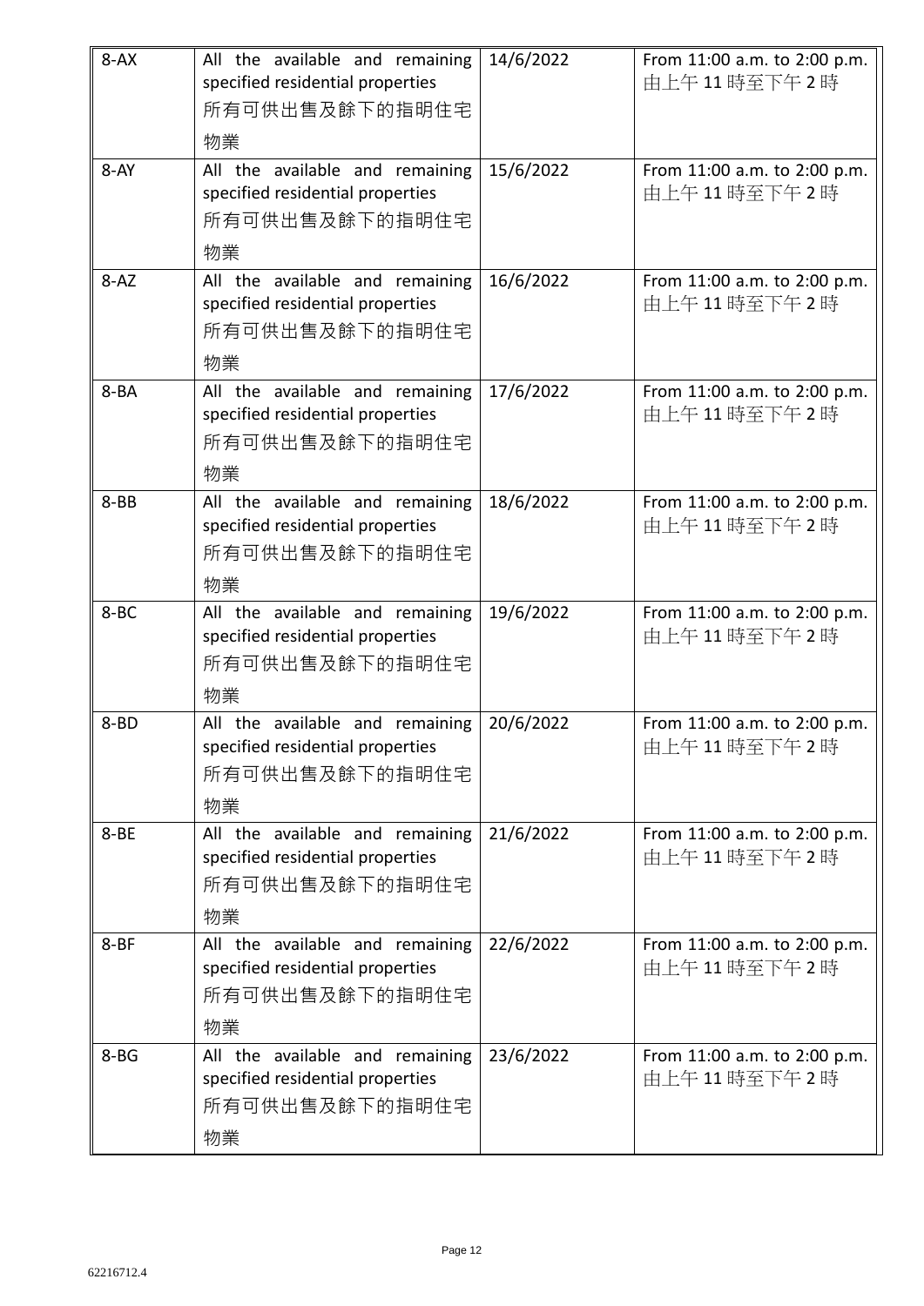| 8-AX | All the available and remaining specified residential properties 所有可供出售及餘下的指明住宅物業 | 14/6/2022 | From 11:00 a.m. to 2:00 p.m. 由上午 11 時至下午 2 時 |
|---|---|---|---|
| 8-AY | All the available and remaining specified residential properties 所有可供出售及餘下的指明住宅物業 | 15/6/2022 | From 11:00 a.m. to 2:00 p.m. 由上午 11 時至下午 2 時 |
| 8-AZ | All the available and remaining specified residential properties 所有可供出售及餘下的指明住宅物業 | 16/6/2022 | From 11:00 a.m. to 2:00 p.m. 由上午 11 時至下午 2 時 |
| 8-BA | All the available and remaining specified residential properties 所有可供出售及餘下的指明住宅物業 | 17/6/2022 | From 11:00 a.m. to 2:00 p.m. 由上午 11 時至下午 2 時 |
| 8-BB | All the available and remaining specified residential properties 所有可供出售及餘下的指明住宅物業 | 18/6/2022 | From 11:00 a.m. to 2:00 p.m. 由上午 11 時至下午 2 時 |
| 8-BC | All the available and remaining specified residential properties 所有可供出售及餘下的指明住宅物業 | 19/6/2022 | From 11:00 a.m. to 2:00 p.m. 由上午 11 時至下午 2 時 |
| 8-BD | All the available and remaining specified residential properties 所有可供出售及餘下的指明住宅物業 | 20/6/2022 | From 11:00 a.m. to 2:00 p.m. 由上午 11 時至下午 2 時 |
| 8-BE | All the available and remaining specified residential properties 所有可供出售及餘下的指明住宅物業 | 21/6/2022 | From 11:00 a.m. to 2:00 p.m. 由上午 11 時至下午 2 時 |
| 8-BF | All the available and remaining specified residential properties 所有可供出售及餘下的指明住宅物業 | 22/6/2022 | From 11:00 a.m. to 2:00 p.m. 由上午 11 時至下午 2 時 |
| 8-BG | All the available and remaining specified residential properties 所有可供出售及餘下的指明住宅物業 | 23/6/2022 | From 11:00 a.m. to 2:00 p.m. 由上午 11 時至下午 2 時 |

62216712.4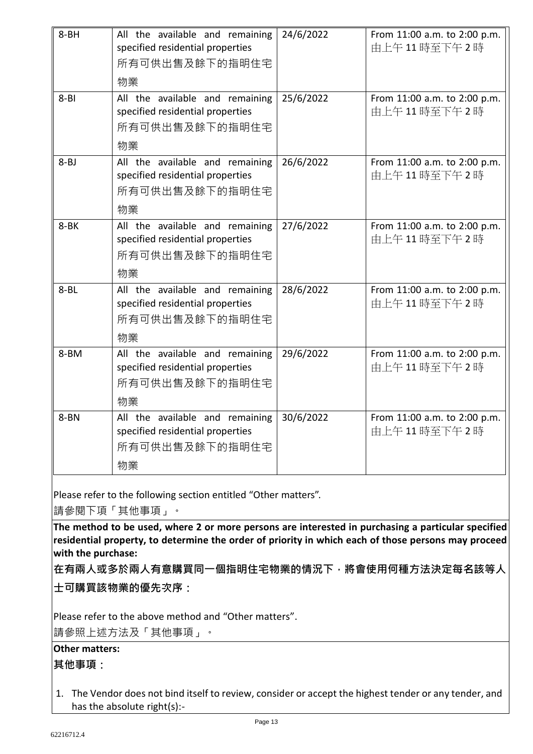| 8-BH | All the available and remaining specified residential properties 所有可供出售及餘下的指明住宅物業 | 24/6/2022 | From 11:00 a.m. to 2:00 p.m. 由上午 11 時至下午 2 時 |
|---|---|---|---|
| 8-BI | All the available and remaining specified residential properties 所有可供出售及餘下的指明住宅物業 | 25/6/2022 | From 11:00 a.m. to 2:00 p.m. 由上午 11 時至下午 2 時 |
| 8-BJ | All the available and remaining specified residential properties 所有可供出售及餘下的指明住宅物業 | 26/6/2022 | From 11:00 a.m. to 2:00 p.m. 由上午 11 時至下午 2 時 |
| 8-BK | All the available and remaining specified residential properties 所有可供出售及餘下的指明住宅物業 | 27/6/2022 | From 11:00 a.m. to 2:00 p.m. 由上午 11 時至下午 2 時 |
| 8-BL | All the available and remaining specified residential properties 所有可供出售及餘下的指明住宅物業 | 28/6/2022 | From 11:00 a.m. to 2:00 p.m. 由上午 11 時至下午 2 時 |
| 8-BM | All the available and remaining specified residential properties 所有可供出售及餘下的指明住宅物業 | 29/6/2022 | From 11:00 a.m. to 2:00 p.m. 由上午 11 時至下午 2 時 |
| 8-BN | All the available and remaining specified residential properties 所有可供出售及餘下的指明住宅物業 | 30/6/2022 | From 11:00 a.m. to 2:00 p.m. 由上午 11 時至下午 2 時 |

Please refer to the following section entitled "Other matters".

請參閱下項「其他事項」。

**The method to be used, where 2 or more persons are interested in purchasing a particular specified residential property, to determine the order of priority in which each of those persons may proceed with the purchase:**

**在有兩人或多於兩人有意購買同一個指明住宅物業的情況下，將會使用何種方法決定每名該等人士可購買該物業的優先次序：**

Please refer to the above method and "Other matters".

請參照上述方法及「其他事項」。

**Other matters:**

**其他事項：**

1. The Vendor does not bind itself to review, consider or accept the highest tender or any tender, and has the absolute right(s):-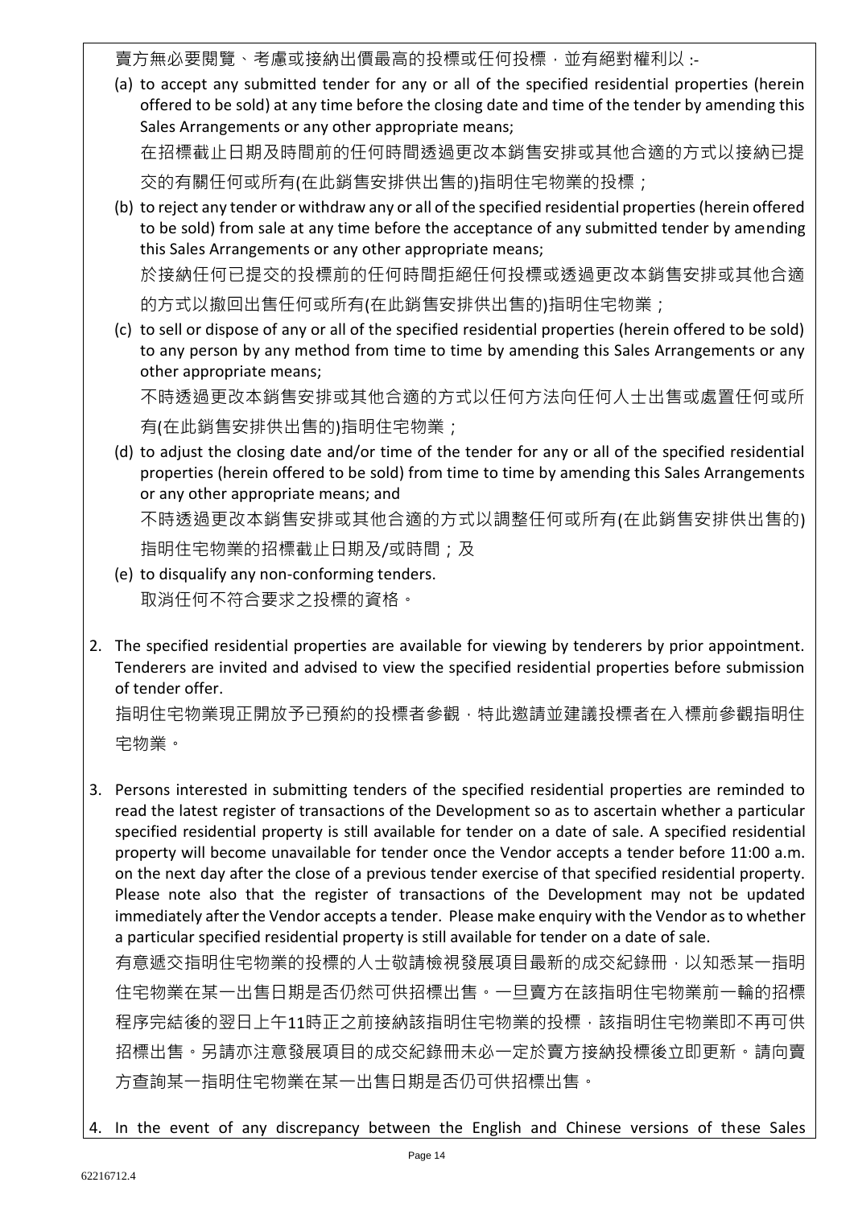賣方無必要閱覽、考慮或接納出價最高的投標或任何投標，並有絕對權利以 :-

(a) to accept any submitted tender for any or all of the specified residential properties (herein offered to be sold) at any time before the closing date and time of the tender by amending this Sales Arrangements or any other appropriate means;

在招標截止日期及時間前的任何時間透過更改本銷售安排或其他合適的方式以接納已提交的有關任何或所有(在此銷售安排供出售的)指明住宅物業的投標；

(b) to reject any tender or withdraw any or all of the specified residential properties (herein offered to be sold) from sale at any time before the acceptance of any submitted tender by amending this Sales Arrangements or any other appropriate means;

於接納任何已提交的投標前的任何時間拒絕任何投標或透過更改本銷售安排或其他合適的方式以撤回出售任何或所有(在此銷售安排供出售的)指明住宅物業；

(c) to sell or dispose of any or all of the specified residential properties (herein offered to be sold) to any person by any method from time to time by amending this Sales Arrangements or any other appropriate means;

不時透過更改本銷售安排或其他合適的方式以任何方法向任何人士出售或處置任何或所有(在此銷售安排供出售的)指明住宅物業；

(d) to adjust the closing date and/or time of the tender for any or all of the specified residential properties (herein offered to be sold) from time to time by amending this Sales Arrangements or any other appropriate means; and

不時透過更改本銷售安排或其他合適的方式以調整任何或所有(在此銷售安排供出售的)指明住宅物業的招標截止日期及/或時間；及

(e) to disqualify any non-conforming tenders.

取消任何不符合要求之投標的資格。

2. The specified residential properties are available for viewing by tenderers by prior appointment. Tenderers are invited and advised to view the specified residential properties before submission of tender offer.

指明住宅物業現正開放予已預約的投標者參觀，特此邀請並建議投標者在入標前參觀指明住宅物業。

3. Persons interested in submitting tenders of the specified residential properties are reminded to read the latest register of transactions of the Development so as to ascertain whether a particular specified residential property is still available for tender on a date of sale. A specified residential property will become unavailable for tender once the Vendor accepts a tender before 11:00 a.m. on the next day after the close of a previous tender exercise of that specified residential property. Please note also that the register of transactions of the Development may not be updated immediately after the Vendor accepts a tender. Please make enquiry with the Vendor as to whether a particular specified residential property is still available for tender on a date of sale.

有意遞交指明住宅物業的投標的人士敬請檢視發展項目最新的成交紀錄冊，以知悉某一指明住宅物業在某一出售日期是否仍然可供招標出售。一旦賣方在該指明住宅物業前一輪的招標程序完結後的翌日上午11時正之前接納該指明住宅物業的投標，該指明住宅物業即不再可供招標出售。另請亦注意發展項目的成交紀錄冊未必一定於賣方接納投標後立即更新。請向賣方查詢某一指明住宅物業在某一出售日期是否仍可供招標出售。

4. In the event of any discrepancy between the English and Chinese versions of these Sales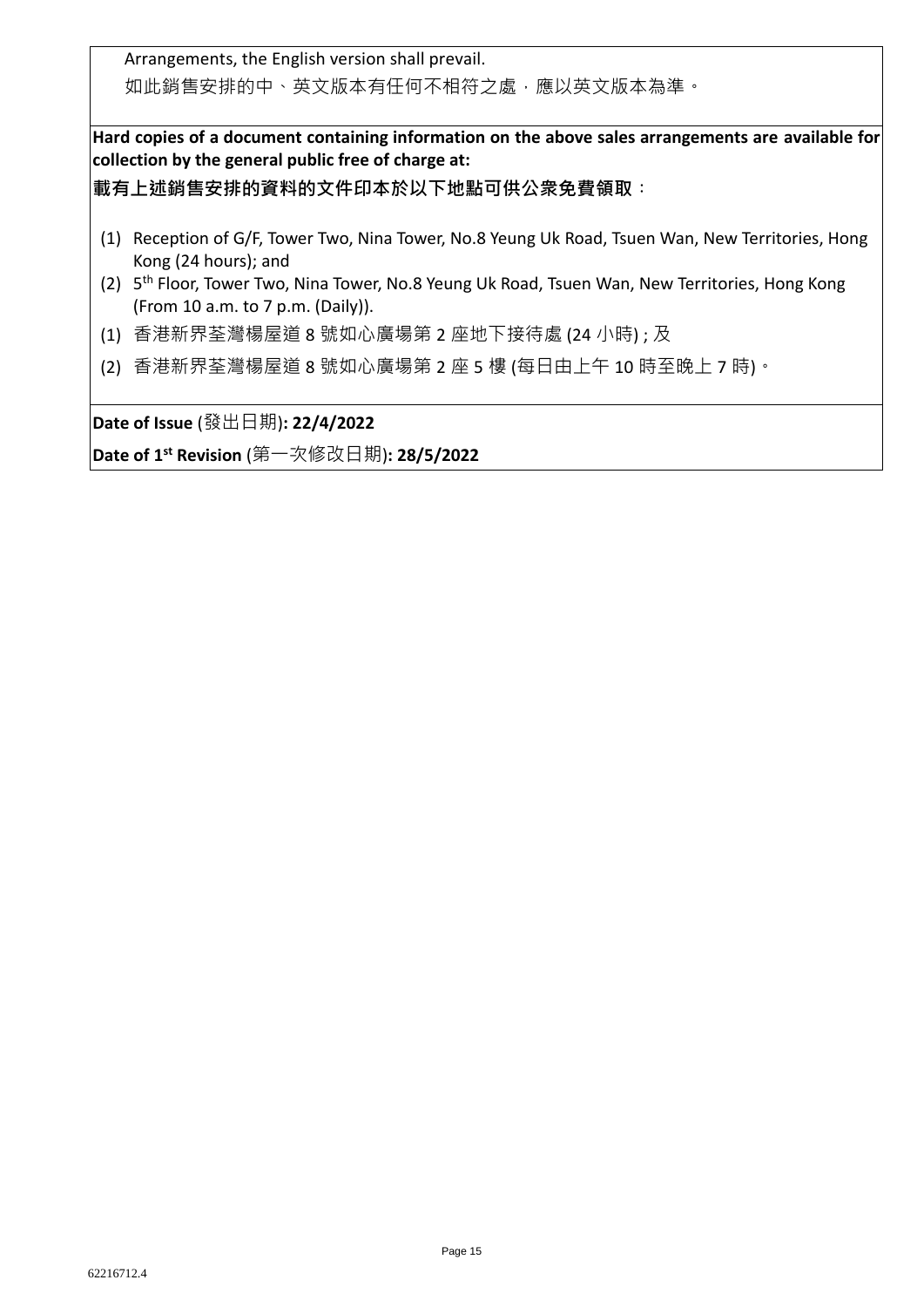Arrangements, the English version shall prevail.

如此銷售安排的中、英文版本有任何不相符之處，應以英文版本為準。

**Hard copies of a document containing information on the above sales arrangements are available for collection by the general public free of charge at:**

**載有上述銷售安排的資料的文件印本於以下地點可供公衆免費領取**：

(1) Reception of G/F, Tower Two, Nina Tower, No.8 Yeung Uk Road, Tsuen Wan, New Territories, Hong Kong (24 hours); and

(2) 5th Floor, Tower Two, Nina Tower, No.8 Yeung Uk Road, Tsuen Wan, New Territories, Hong Kong (From 10 a.m. to 7 p.m. (Daily)).

(1) 香港新界荃灣楊屋道 8 號如心廣場第 2 座地下接待處 (24 小時) ; 及

(2) 香港新界荃灣楊屋道 8 號如心廣場第 2 座 5 樓 (每日由上午 10 時至晚上 7 時)。

**Date of Issue** (發出日期)**: 22/4/2022**

**Date of 1st Revision** (第一次修改日期)**: 28/5/2022**

62216712.4